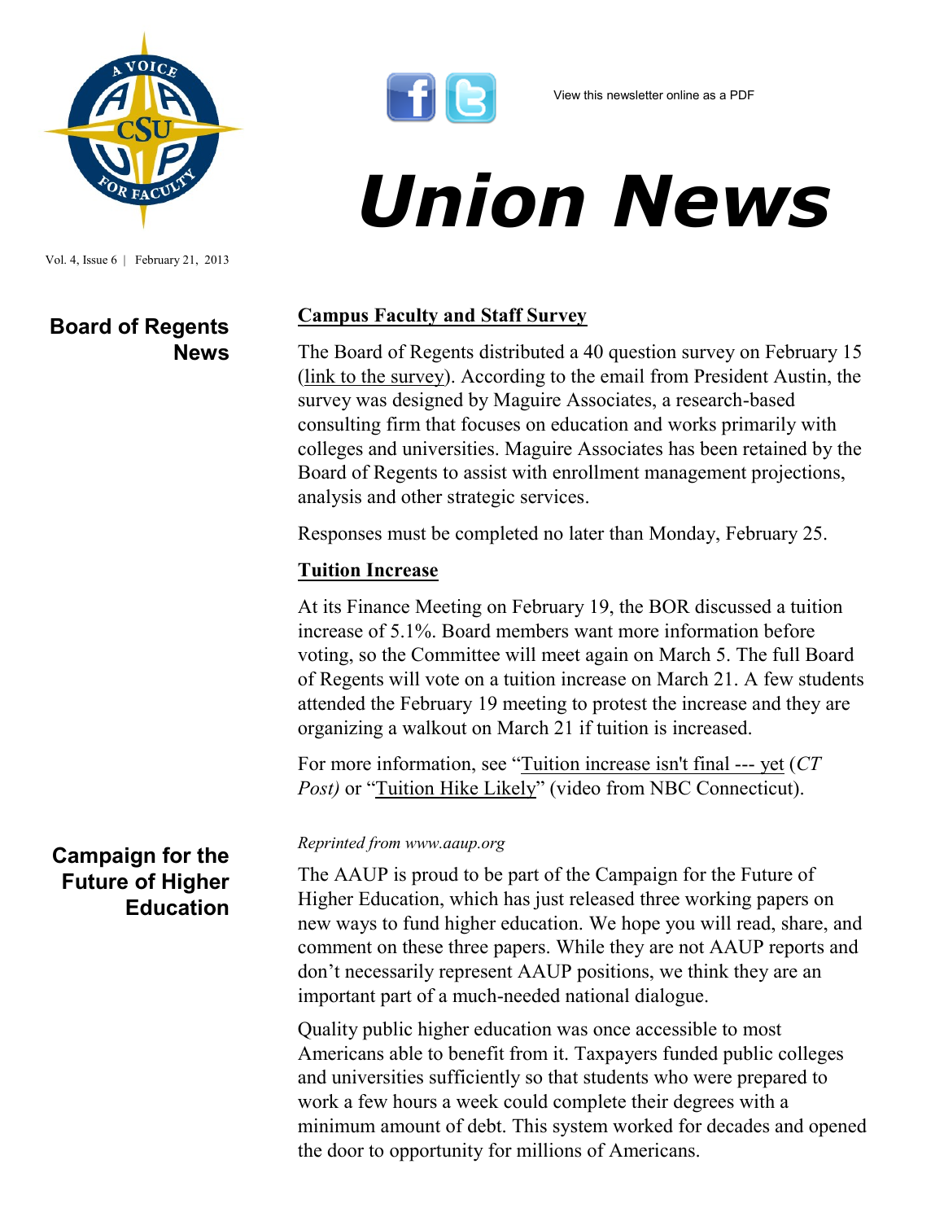View this newsletter online as a PDF

# Union News

Vol. 4, Issue 6 | February 21, 2013

## Board of Regents News

### Campus Faculty and Staff Survey

The Board of Regents distributed a 40 question survey on February 15 (link to the survey). According to the email from President Austin, the survey was designed by Maguire Associates, a research-based consulting firm that focuses on education and works primarily with colleges and universities. Maguire Associates has been retained by the Board of Regents to assist with enrollment management projections, analysis and other strategic services.

Responses must be completed no later than Monday, February 25.

### Tuition Increase

At its Finance Meeting on February 19, the BOR discussed a tuition increase of 5.1%. Board members want more information before voting, so the Committee will meet again on March 5. The full Board of Regents will vote on a tuition increase on March 21. A few students attended the February 19 meeting to protest the increase and they are organizing a walkout on March 21 if tuition is increased.

For more information, see "Tuition increase isn't final --- yet (*CT Post)* or "Tuition Hike Likely" (video from NBC Connecticut).

## Campaign for the Future of Higher Education

*Reprinted from www.aaup.org*

The AAUP is proud to be part of the Campaign for the Future of Higher Education, which has just released three working papers on new ways to fund higher education. We hope you will read, share, and comment on these three papers. While they are not AAUP reports and don't necessarily represent AAUP positions, we think they are an important part of a much-needed national dialogue.

Quality public higher education was once accessible to most Americans able to benefit from it. Taxpayers funded public colleges and universities sufficiently so that students who were prepared to work a few hours a week could complete their degrees with a minimum amount of debt. This system worked for decades and opened the door to opportunity for millions of Americans.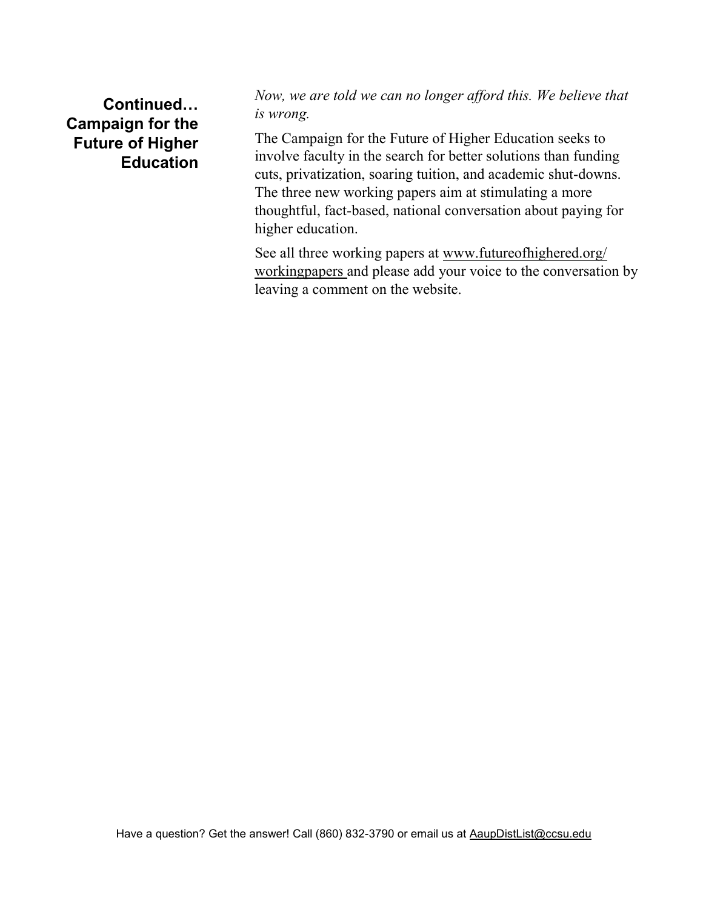## Continued… Campaign for the Future of Higher Education

*Now, we are told we can no longer afford this. We believe that is wrong.*

The Campaign for the Future of Higher Education seeks to involve faculty in the search for better solutions than funding cuts, privatization, soaring tuition, and academic shut-downs. The three new working papers aim at stimulating a more thoughtful, fact-based, national conversation about paying for higher education.

See all three working papers at www.futureofhighered.org/workingpapers and please add your voice to the conversation by leaving a comment on the website.

Have a question? Get the answer! Call (860) 832-3790 or email us at AaupDistList@ccsu.edu